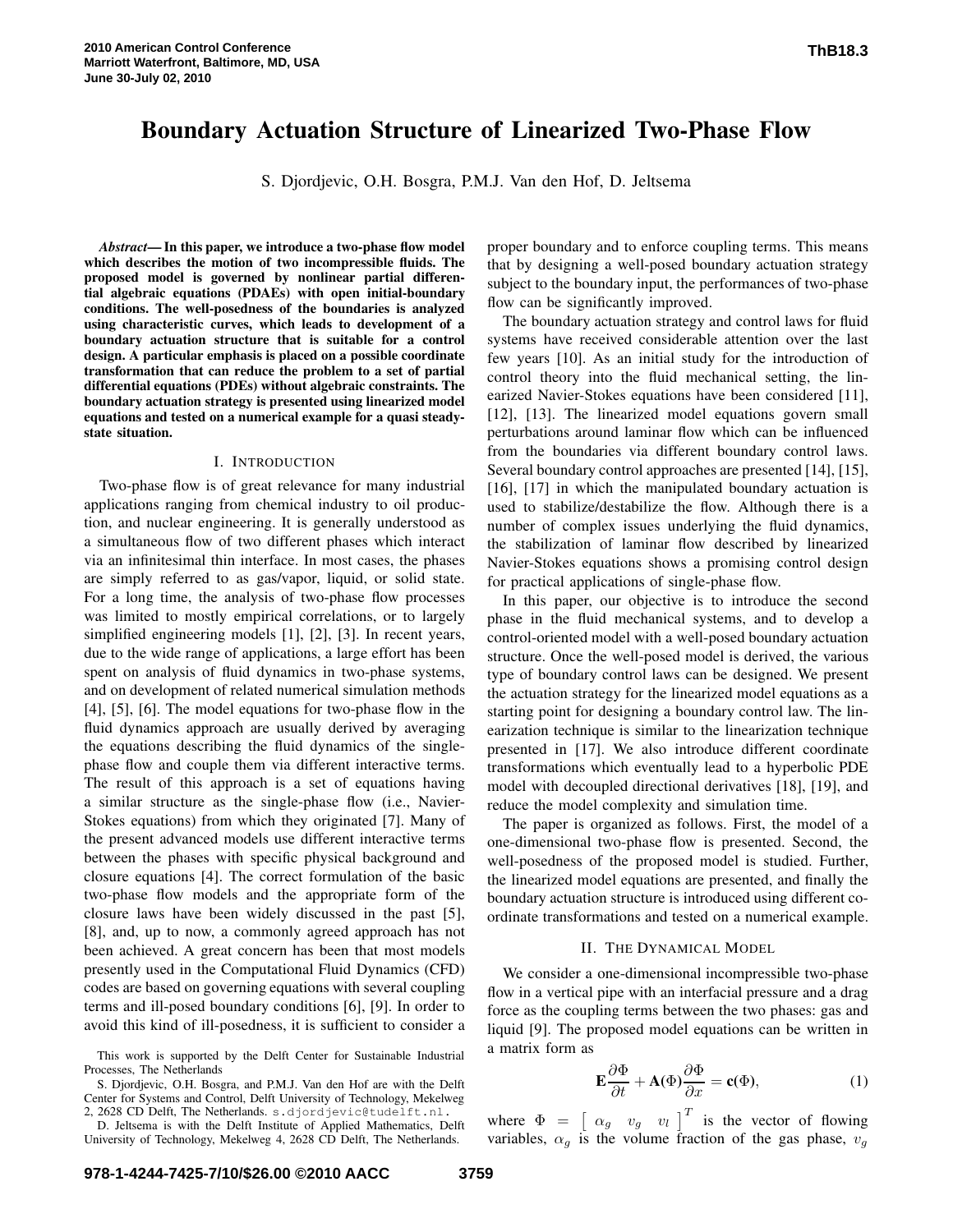# Boundary Actuation Structure of Linearized Two-Phase Flow

S. Djordjevic, O.H. Bosgra, P.M.J. Van den Hof, D. Jeltsema

***Abstract*— In this paper, we introduce a two-phase flow model which describes the motion of two incompressible fluids. The proposed model is governed by nonlinear partial differential algebraic equations (PDAEs) with open initial-boundary conditions. The well-posedness of the boundaries is analyzed using characteristic curves, which leads to development of a boundary actuation structure that is suitable for a control design. A particular emphasis is placed on a possible coordinate transformation that can reduce the problem to a set of partial differential equations (PDEs) without algebraic constraints. The boundary actuation strategy is presented using linearized model equations and tested on a numerical example for a quasi steady-state situation.**

## I. Introduction

Two-phase flow is of great relevance for many industrial applications ranging from chemical industry to oil production, and nuclear engineering. It is generally understood as a simultaneous flow of two different phases which interact via an infinitesimal thin interface. In most cases, the phases are simply referred to as gas/vapor, liquid, or solid state. For a long time, the analysis of two-phase flow processes was limited to mostly empirical correlations, or to largely simplified engineering models [1], [2], [3]. In recent years, due to the wide range of applications, a large effort has been spent on analysis of fluid dynamics in two-phase systems, and on development of related numerical simulation methods [4], [5], [6]. The model equations for two-phase flow in the fluid dynamics approach are usually derived by averaging the equations describing the fluid dynamics of the single-phase flow and couple them via different interactive terms. The result of this approach is a set of equations having a similar structure as the single-phase flow (i.e., Navier-Stokes equations) from which they originated [7]. Many of the present advanced models use different interactive terms between the phases with specific physical background and closure equations [4]. The correct formulation of the basic two-phase flow models and the appropriate form of the closure laws have been widely discussed in the past [5], [8], and, up to now, a commonly agreed approach has not been achieved. A great concern has been that most models presently used in the Computational Fluid Dynamics (CFD) codes are based on governing equations with several coupling terms and ill-posed boundary conditions [6], [9]. In order to avoid this kind of ill-posedness, it is sufficient to consider a proper boundary and to enforce coupling terms. This means that by designing a well-posed boundary actuation strategy subject to the boundary input, the performances of two-phase flow can be significantly improved.

The boundary actuation strategy and control laws for fluid systems have received considerable attention over the last few years [10]. As an initial study for the introduction of control theory into the fluid mechanical setting, the linearized Navier-Stokes equations have been considered [11], [12], [13]. The linearized model equations govern small perturbations around laminar flow which can be influenced from the boundaries via different boundary control laws. Several boundary control approaches are presented [14], [15], [16], [17] in which the manipulated boundary actuation is used to stabilize/destabilize the flow. Although there is a number of complex issues underlying the fluid dynamics, the stabilization of laminar flow described by linearized Navier-Stokes equations shows a promising control design for practical applications of single-phase flow.

In this paper, our objective is to introduce the second phase in the fluid mechanical systems, and to develop a control-oriented model with a well-posed boundary actuation structure. Once the well-posed model is derived, the various type of boundary control laws can be designed. We present the actuation strategy for the linearized model equations as a starting point for designing a boundary control law. The linearization technique is similar to the linearization technique presented in [17]. We also introduce different coordinate transformations which eventually lead to a hyperbolic PDE model with decoupled directional derivatives [18], [19], and reduce the model complexity and simulation time.

The paper is organized as follows. First, the model of a one-dimensional two-phase flow is presented. Second, the well-posedness of the proposed model is studied. Further, the linearized model equations are presented, and finally the boundary actuation structure is introduced using different coordinate transformations and tested on a numerical example.

## II. The Dynamical Model

We consider a one-dimensional incompressible two-phase flow in a vertical pipe with an interfacial pressure and a drag force as the coupling terms between the two phases: gas and liquid [9]. The proposed model equations can be written in a matrix form as

$$\mathbf{E}\frac{\partial \Phi}{\partial t} + \mathbf{A}(\Phi)\frac{\partial \Phi}{\partial x} = \mathbf{c}(\Phi), \tag{1}$$

where $\Phi = \begin{bmatrix} \alpha_g & v_g & v_l \end{bmatrix}^T$ is the vector of flowing variables, $\alpha_g$ is the volume fraction of the gas phase, $v_g$

This work is supported by the Delft Center for Sustainable Industrial Processes, The Netherlands

S. Djordjevic, O.H. Bosgra, and P.M.J. Van den Hof are with the Delft Center for Systems and Control, Delft University of Technology, Mekelweg 2, 2628 CD Delft, The Netherlands. s.djordjevic@tudelft.nl.

D. Jeltsema is with the Delft Institute of Applied Mathematics, Delft University of Technology, Mekelweg 4, 2628 CD Delft, The Netherlands.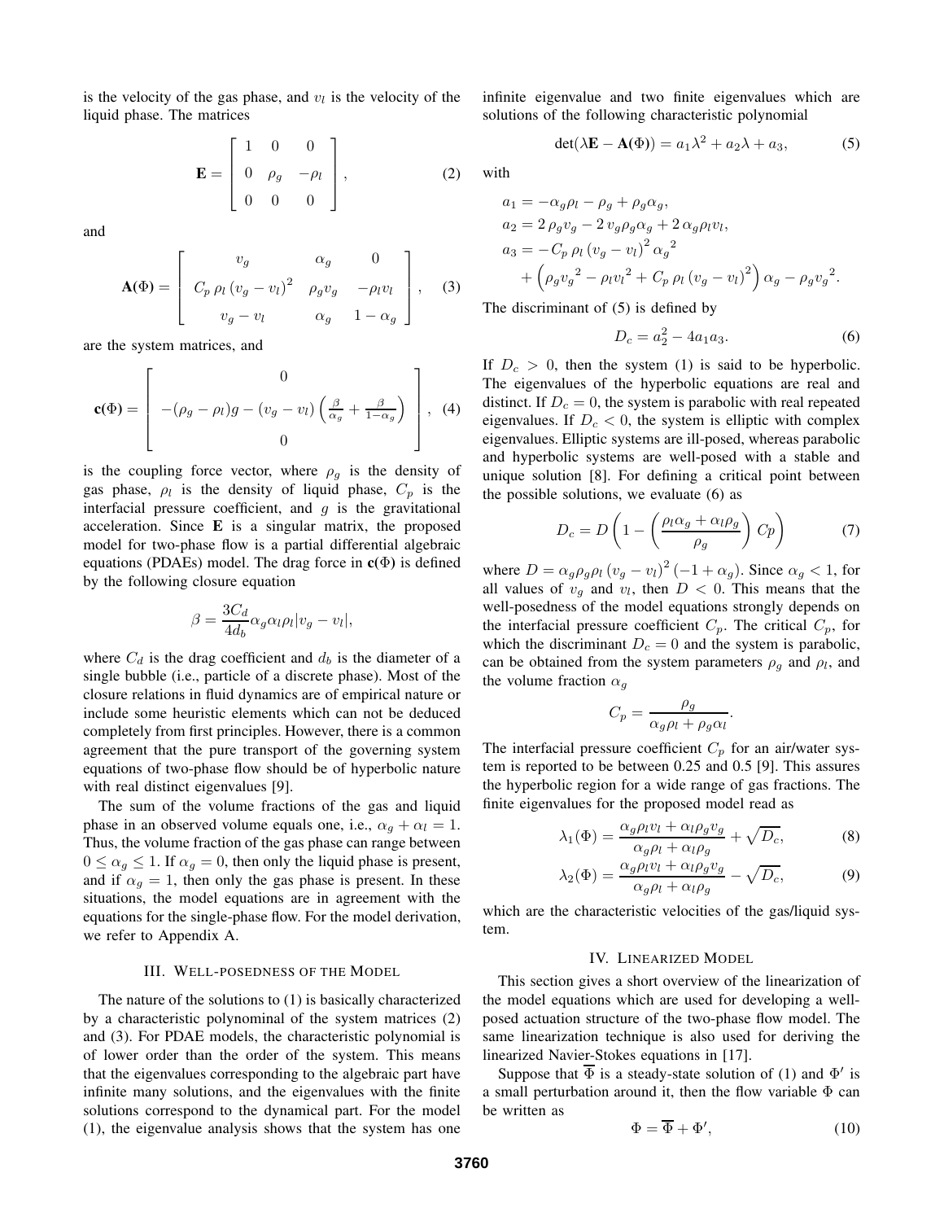is the velocity of the gas phase, and $v_l$ is the velocity of the liquid phase. The matrices

$$\mathbf{E} = \begin{bmatrix} 1 & 0 & 0 \\ 0 & \rho_g & -\rho_l \\ 0 & 0 & 0 \end{bmatrix}, \tag{2}$$

and

$$\mathbf{A}(\Phi) = \begin{bmatrix} v_g & \alpha_g & 0 \\ C_p\, \rho_l\, (v_g - v_l)^2 & \rho_g v_g & -\rho_l v_l \\ v_g - v_l & \alpha_g & 1 - \alpha_g \end{bmatrix}, \tag{3}$$

are the system matrices, and

$$\mathbf{c}(\Phi) = \begin{bmatrix} 0 \\ -(\rho_g - \rho_l)g - (v_g - v_l)\left(\frac{\beta}{\alpha_g} + \frac{\beta}{1-\alpha_g}\right) \\ 0 \end{bmatrix}, \tag{4}$$

is the coupling force vector, where $\rho_g$ is the density of gas phase, $\rho_l$ is the density of liquid phase, $C_p$ is the interfacial pressure coefficient, and $g$ is the gravitational acceleration. Since $\mathbf{E}$ is a singular matrix, the proposed model for two-phase flow is a partial differential algebraic equations (PDAEs) model. The drag force in $\mathbf{c}(\Phi)$ is defined by the following closure equation

$$\beta = \frac{3C_d}{4d_b}\alpha_g \alpha_l \rho_l |v_g - v_l|,$$

where $C_d$ is the drag coefficient and $d_b$ is the diameter of a single bubble (i.e., particle of a discrete phase). Most of the closure relations in fluid dynamics are of empirical nature or include some heuristic elements which can not be deduced completely from first principles. However, there is a common agreement that the pure transport of the governing system equations of two-phase flow should be of hyperbolic nature with real distinct eigenvalues [9].

The sum of the volume fractions of the gas and liquid phase in an observed volume equals one, i.e., $\alpha_g + \alpha_l = 1$. Thus, the volume fraction of the gas phase can range between $0 \leq \alpha_g \leq 1$. If $\alpha_g = 0$, then only the liquid phase is present, and if $\alpha_g = 1$, then only the gas phase is present. In these situations, the model equations are in agreement with the equations for the single-phase flow. For the model derivation, we refer to Appendix A.

## III. Well-posedness of the Model

The nature of the solutions to (1) is basically characterized by a characteristic polynominal of the system matrices (2) and (3). For PDAE models, the characteristic polynomial is of lower order than the order of the system. This means that the eigenvalues corresponding to the algebraic part have infinite many solutions, and the eigenvalues with the finite solutions correspond to the dynamical part. For the model (1), the eigenvalue analysis shows that the system has one infinite eigenvalue and two finite eigenvalues which are solutions of the following characteristic polynomial

$$\det(\lambda\mathbf{E} - \mathbf{A}(\Phi)) = a_1\lambda^2 + a_2\lambda + a_3, \tag{5}$$

with

$$\begin{aligned} a_1 &= -\alpha_g\rho_l - \rho_g + \rho_g\alpha_g, \\ a_2 &= 2\,\rho_g v_g - 2\,v_g\rho_g\alpha_g + 2\,\alpha_g\rho_l v_l, \\ a_3 &= -C_p\,\rho_l\,(v_g - v_l)^2\,{\alpha_g}^2 \\ &\quad + \left(\rho_g {v_g}^2 - \rho_l {v_l}^2 + C_p\,\rho_l\,(v_g - v_l)^2\right)\alpha_g - \rho_g {v_g}^2. \end{aligned}$$

The discriminant of (5) is defined by

$$D_c = a_2^2 - 4a_1a_3. \tag{6}$$

If $D_c > 0$, then the system (1) is said to be hyperbolic. The eigenvalues of the hyperbolic equations are real and distinct. If $D_c = 0$, the system is parabolic with real repeated eigenvalues. If $D_c < 0$, the system is elliptic with complex eigenvalues. Elliptic systems are ill-posed, whereas parabolic and hyperbolic systems are well-posed with a stable and unique solution [8]. For defining a critical point between the possible solutions, we evaluate (6) as

$$D_c = D\left(1 - \left(\frac{\rho_l\alpha_g + \alpha_l\rho_g}{\rho_g}\right)Cp\right) \tag{7}$$

where $D = \alpha_g\rho_g\rho_l\,(v_g - v_l)^2\,(-1 + \alpha_g)$. Since $\alpha_g < 1$, for all values of $v_g$ and $v_l$, then $D < 0$. This means that the well-posedness of the model equations strongly depends on the interfacial pressure coefficient $C_p$. The critical $C_p$, for which the discriminant $D_c = 0$ and the system is parabolic, can be obtained from the system parameters $\rho_g$ and $\rho_l$, and the volume fraction $\alpha_g$

$$C_p = \frac{\rho_g}{\alpha_g\rho_l + \rho_g\alpha_l}.$$

The interfacial pressure coefficient $C_p$ for an air/water system is reported to be between 0.25 and 0.5 [9]. This assures the hyperbolic region for a wide range of gas fractions. The finite eigenvalues for the proposed model read as

$$\lambda_1(\Phi) = \frac{\alpha_g\rho_l v_l + \alpha_l\rho_g v_g}{\alpha_g\rho_l + \alpha_l\rho_g} + \sqrt{D_c}, \tag{8}$$

$$\lambda_2(\Phi) = \frac{\alpha_g\rho_l v_l + \alpha_l\rho_g v_g}{\alpha_g\rho_l + \alpha_l\rho_g} - \sqrt{D_c}, \tag{9}$$

which are the characteristic velocities of the gas/liquid system.

## IV. Linearized Model

This section gives a short overview of the linearization of the model equations which are used for developing a well-posed actuation structure of the two-phase flow model. The same linearization technique is also used for deriving the linearized Navier-Stokes equations in [17].

Suppose that $\overline{\Phi}$ is a steady-state solution of (1) and $\Phi'$ is a small perturbation around it, then the flow variable $\Phi$ can be written as

$$\Phi = \overline{\Phi} + \Phi', \tag{10}$$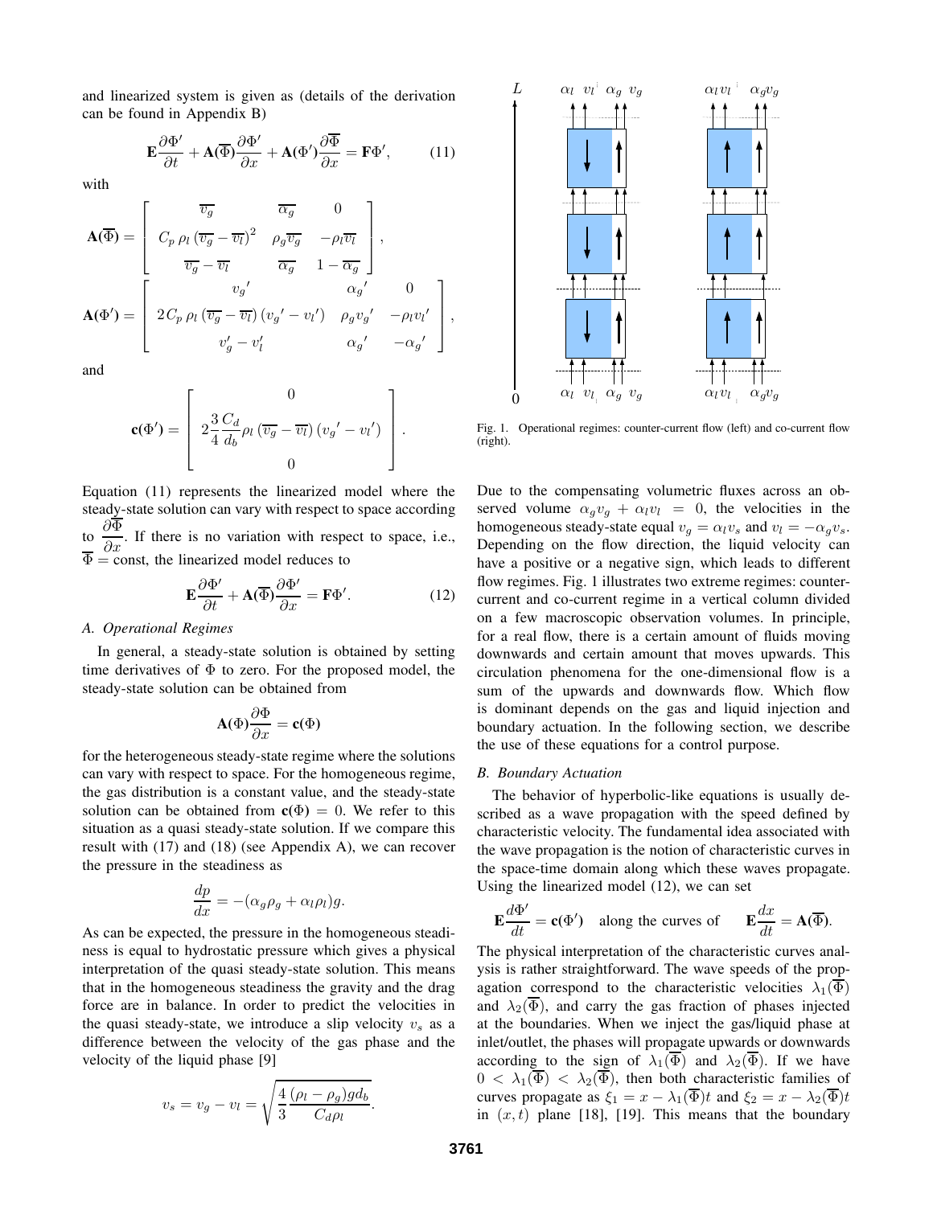and linearized system is given as (details of the derivation can be found in Appendix B)

$$\mathbf{E}\frac{\partial \Phi'}{\partial t} + \mathbf{A}(\overline{\Phi})\frac{\partial \Phi'}{\partial x} + \mathbf{A}(\Phi')\frac{\partial \overline{\Phi}}{\partial x} = \mathbf{F}\Phi', \tag{11}$$

with

$$\mathbf{A}(\overline{\Phi}) = \begin{bmatrix} \overline{v_g} & \overline{\alpha_g} & 0 \\ C_p\,\rho_l\,(\overline{v_g} - \overline{v_l})^2 & \rho_g \overline{v_g} & -\rho_l \overline{v_l} \\ \overline{v_g} - \overline{v_l} & \overline{\alpha_g} & 1 - \overline{\alpha_g} \end{bmatrix},$$

$$\mathbf{A}(\Phi') = \begin{bmatrix} v_g{}' & \alpha_g{}' & 0 \\ 2C_p\,\rho_l\,(\overline{v_g} - \overline{v_l})\,(v_g{}' - v_l{}') & \rho_g v_g{}' & -\rho_l v_l{}' \\ v_g' - v_l' & \alpha_g{}' & -\alpha_g{}' \end{bmatrix},$$

and

$$\mathbf{c}(\Phi') = \begin{bmatrix} 0 \\ 2\frac{3}{4}\frac{C_d}{d_b}\rho_l\,(\overline{v_g} - \overline{v_l})\,(v_g{}' - v_l{}') \\ 0 \end{bmatrix}.$$

Equation (11) represents the linearized model where the steady-state solution can vary with respect to space according to $\frac{\partial \overline{\Phi}}{\partial x}$. If there is no variation with respect to space, i.e., $\overline{\Phi} = \text{const}$, the linearized model reduces to

$$\mathbf{E}\frac{\partial \Phi'}{\partial t} + \mathbf{A}(\overline{\Phi})\frac{\partial \Phi'}{\partial x} = \mathbf{F}\Phi'. \tag{12}$$

### A. Operational Regimes

In general, a steady-state solution is obtained by setting time derivatives of $\Phi$ to zero. For the proposed model, the steady-state solution can be obtained from

$$\mathbf{A}(\Phi)\frac{\partial \Phi}{\partial x} = \mathbf{c}(\Phi)$$

for the heterogeneous steady-state regime where the solutions can vary with respect to space. For the homogeneous regime, the gas distribution is a constant value, and the steady-state solution can be obtained from $\mathbf{c}(\Phi) = 0$. We refer to this situation as a quasi steady-state solution. If we compare this result with (17) and (18) (see Appendix A), we can recover the pressure in the steadiness as

$$\frac{dp}{dx} = -(\alpha_g \rho_g + \alpha_l \rho_l)g.$$

As can be expected, the pressure in the homogeneous steadiness is equal to hydrostatic pressure which gives a physical interpretation of the quasi steady-state solution. This means that in the homogeneous steadiness the gravity and the drag force are in balance. In order to predict the velocities in the quasi steady-state, we introduce a slip velocity $v_s$ as a difference between the velocity of the gas phase and the velocity of the liquid phase [9]

$$v_s = v_g - v_l = \sqrt{\frac{4}{3}\frac{(\rho_l - \rho_g)gd_b}{C_d \rho_l}}.$$

Fig. 1. Operational regimes: counter-current flow (left) and co-current flow (right).

Due to the compensating volumetric fluxes across an observed volume $\alpha_g v_g + \alpha_l v_l = 0$, the velocities in the homogeneous steady-state equal $v_g = \alpha_l v_s$ and $v_l = -\alpha_g v_s$. Depending on the flow direction, the liquid velocity can have a positive or a negative sign, which leads to different flow regimes. Fig. 1 illustrates two extreme regimes: counter-current and co-current regime in a vertical column divided on a few macroscopic observation volumes. In principle, for a real flow, there is a certain amount of fluids moving downwards and certain amount that moves upwards. This circulation phenomena for the one-dimensional flow is a sum of the upwards and downwards flow. Which flow is dominant depends on the gas and liquid injection and boundary actuation. In the following section, we describe the use of these equations for a control purpose.

### B. Boundary Actuation

The behavior of hyperbolic-like equations is usually described as a wave propagation with the speed defined by characteristic velocity. The fundamental idea associated with the wave propagation is the notion of characteristic curves in the space-time domain along which these waves propagate. Using the linearized model (12), we can set

$$\mathbf{E}\frac{d\Phi'}{dt} = \mathbf{c}(\Phi') \quad \text{along the curves of} \quad \mathbf{E}\frac{dx}{dt} = \mathbf{A}(\overline{\Phi}).$$

The physical interpretation of the characteristic curves analysis is rather straightforward. The wave speeds of the propagation correspond to the characteristic velocities $\lambda_1(\overline{\Phi})$ and $\lambda_2(\overline{\Phi})$, and carry the gas fraction of phases injected at the boundaries. When we inject the gas/liquid phase at inlet/outlet, the phases will propagate upwards or downwards according to the sign of $\lambda_1(\overline{\Phi})$ and $\lambda_2(\overline{\Phi})$. If we have $0 < \lambda_1(\overline{\Phi}) < \lambda_2(\overline{\Phi})$, then both characteristic families of curves propagate as $\xi_1 = x - \lambda_1(\overline{\Phi})t$ and $\xi_2 = x - \lambda_2(\overline{\Phi})t$ in $(x, t)$ plane [18], [19]. This means that the boundary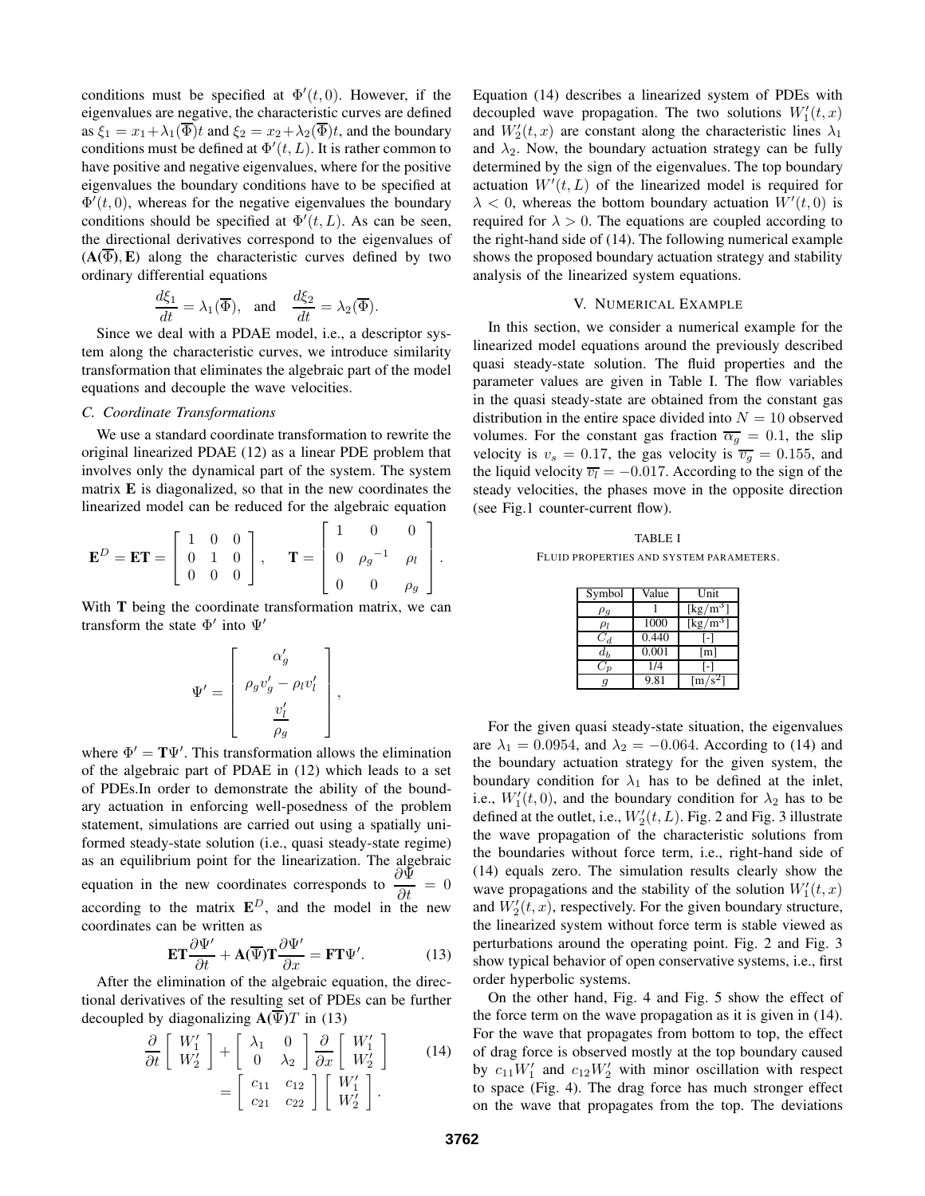conditions must be specified at $\Phi'(t,0)$. However, if the eigenvalues are negative, the characteristic curves are defined as $\xi_1 = x_1+\lambda_1(\overline{\Phi})t$ and $\xi_2 = x_2+\lambda_2(\overline{\Phi})t$, and the boundary conditions must be defined at $\Phi'(t,L)$. It is rather common to have positive and negative eigenvalues, where for the positive eigenvalues the boundary conditions have to be specified at $\Phi'(t,0)$, whereas for the negative eigenvalues the boundary conditions should be specified at $\Phi'(t,L)$. As can be seen, the directional derivatives correspond to the eigenvalues of $(\mathbf{A}(\overline{\Phi}), \mathbf{E})$ along the characteristic curves defined by two ordinary differential equations

$$\frac{d\xi_1}{dt} = \lambda_1(\overline{\Phi}), \quad \text{and} \quad \frac{d\xi_2}{dt} = \lambda_2(\overline{\Phi}).$$

Since we deal with a PDAE model, i.e., a descriptor system along the characteristic curves, we introduce similarity transformation that eliminates the algebraic part of the model equations and decouple the wave velocities.

### C. Coordinate Transformations

We use a standard coordinate transformation to rewrite the original linearized PDAE (12) as a linear PDE problem that involves only the dynamical part of the system. The system matrix $\mathbf{E}$ is diagonalized, so that in the new coordinates the linearized model can be reduced for the algebraic equation

$$\mathbf{E}^D = \mathbf{E}\mathbf{T} = \begin{bmatrix} 1 & 0 & 0 \\ 0 & 1 & 0 \\ 0 & 0 & 0 \end{bmatrix}, \quad \mathbf{T} = \begin{bmatrix} 1 & 0 & 0 \\ 0 & {\rho_g}^{-1} & \rho_l \\ 0 & 0 & \rho_g \end{bmatrix}.$$

With $\mathbf{T}$ being the coordinate transformation matrix, we can transform the state $\Phi'$ into $\Psi'$

$$\Psi' = \begin{bmatrix} \alpha_g' \\ \rho_g v_g' - \rho_l v_l' \\ \dfrac{v_l'}{\rho_g} \end{bmatrix},$$

where $\Phi' = \mathbf{T}\Psi'$. This transformation allows the elimination of the algebraic part of PDAE in (12) which leads to a set of PDEs.In order to demonstrate the ability of the boundary actuation in enforcing well-posedness of the problem statement, simulations are carried out using a spatially uniformed steady-state solution (i.e., quasi steady-state regime) as an equilibrium point for the linearization. The algebraic equation in the new coordinates corresponds to $\dfrac{\partial \Psi}{\partial t} = 0$ according to the matrix $\mathbf{E}^D$, and the model in the new coordinates can be written as

$$\mathbf{E}\mathbf{T}\frac{\partial \Psi'}{\partial t} + \mathbf{A}(\overline{\Psi})\mathbf{T}\frac{\partial \Psi'}{\partial x} = \mathbf{F}\mathbf{T}\Psi'. \tag{13}$$

After the elimination of the algebraic equation, the directional derivatives of the resulting set of PDEs can be further decoupled by diagonalizing $\mathbf{A}(\overline{\Psi})T$ in (13)

$$\frac{\partial}{\partial t}\begin{bmatrix} W_1' \\ W_2' \end{bmatrix} + \begin{bmatrix} \lambda_1 & 0 \\ 0 & \lambda_2 \end{bmatrix} \frac{\partial}{\partial x}\begin{bmatrix} W_1' \\ W_2' \end{bmatrix} = \begin{bmatrix} c_{11} & c_{12} \\ c_{21} & c_{22} \end{bmatrix} \begin{bmatrix} W_1' \\ W_2' \end{bmatrix}. \tag{14}$$

Equation (14) describes a linearized system of PDEs with decoupled wave propagation. The two solutions $W_1'(t,x)$ and $W_2'(t,x)$ are constant along the characteristic lines $\lambda_1$ and $\lambda_2$. Now, the boundary actuation strategy can be fully determined by the sign of the eigenvalues. The top boundary actuation $W'(t,L)$ of the linearized model is required for $\lambda < 0$, whereas the bottom boundary actuation $W'(t,0)$ is required for $\lambda > 0$. The equations are coupled according to the right-hand side of (14). The following numerical example shows the proposed boundary actuation strategy and stability analysis of the linearized system equations.

## V. Numerical Example

In this section, we consider a numerical example for the linearized model equations around the previously described quasi steady-state solution. The fluid properties and the parameter values are given in Table I. The flow variables in the quasi steady-state are obtained from the constant gas distribution in the entire space divided into $N = 10$ observed volumes. For the constant gas fraction $\overline{\alpha_g} = 0.1$, the slip velocity is $v_s = 0.17$, the gas velocity is $\overline{v_g} = 0.155$, and the liquid velocity $\overline{v_l} = -0.017$. According to the sign of the steady velocities, the phases move in the opposite direction (see Fig.1 counter-current flow).

TABLE I

Fluid properties and system parameters.

| Symbol | Value | Unit |
|---|---|---|
| $\rho_g$ | 1 | [kg/m$^3$] |
| $\rho_l$ | 1000 | [kg/m$^3$] |
| $C_d$ | 0.440 | [-] |
| $d_b$ | 0.001 | [m] |
| $C_p$ | 1/4 | [-] |
| $g$ | 9.81 | [m/s$^2$] |

For the given quasi steady-state situation, the eigenvalues are $\lambda_1 = 0.0954$, and $\lambda_2 = -0.064$. According to (14) and the boundary actuation strategy for the given system, the boundary condition for $\lambda_1$ has to be defined at the inlet, i.e., $W_1'(t,0)$, and the boundary condition for $\lambda_2$ has to be defined at the outlet, i.e., $W_2'(t,L)$. Fig. 2 and Fig. 3 illustrate the wave propagation of the characteristic solutions from the boundaries without force term, i.e., right-hand side of (14) equals zero. The simulation results clearly show the wave propagations and the stability of the solution $W_1'(t,x)$ and $W_2'(t,x)$, respectively. For the given boundary structure, the linearized system without force term is stable viewed as perturbations around the operating point. Fig. 2 and Fig. 3 show typical behavior of open conservative systems, i.e., first order hyperbolic systems.

On the other hand, Fig. 4 and Fig. 5 show the effect of the force term on the wave propagation as it is given in (14). For the wave that propagates from bottom to top, the effect of drag force is observed mostly at the top boundary caused by $c_{11}W_1'$ and $c_{12}W_2'$ with minor oscillation with respect to space (Fig. 4). The drag force has much stronger effect on the wave that propagates from the top. The deviations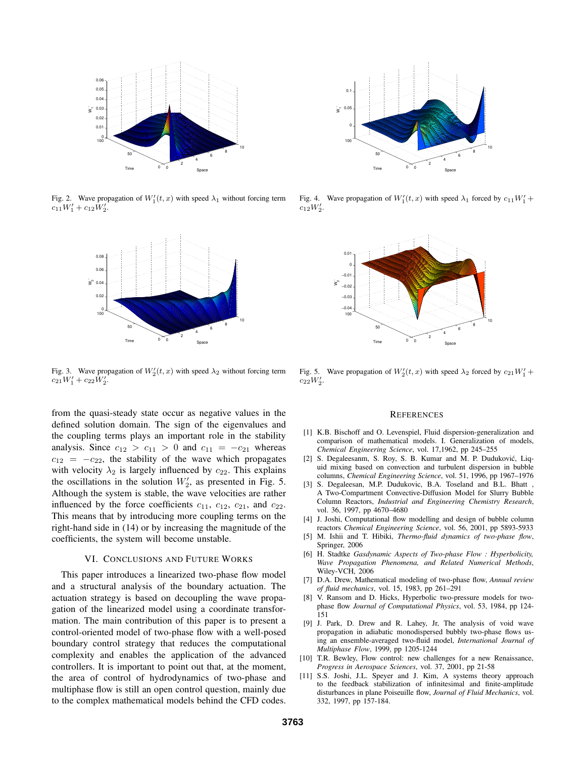Fig. 2. Wave propagation of $W_1'(t,x)$ with speed $\lambda_1$ without forcing term $c_{11}W_1' + c_{12}W_2'$.

Fig. 3. Wave propagation of $W_2'(t,x)$ with speed $\lambda_2$ without forcing term $c_{21}W_1' + c_{22}W_2'$.

Fig. 4. Wave propagation of $W_1'(t,x)$ with speed $\lambda_1$ forced by $c_{11}W_1' + c_{12}W_2'$.

Fig. 5. Wave propagation of $W_2'(t,x)$ with speed $\lambda_2$ forced by $c_{21}W_1' + c_{22}W_2'$.

from the quasi-steady state occur as negative values in the defined solution domain. The sign of the eigenvalues and the coupling terms plays an important role in the stability analysis. Since $c_{12} > c_{11} > 0$ and $c_{11} = -c_{21}$ whereas $c_{12} = -c_{22}$, the stability of the wave which propagates with velocity $\lambda_2$ is largely influenced by $c_{22}$. This explains the oscillations in the solution $W_2'$, as presented in Fig. 5. Although the system is stable, the wave velocities are rather influenced by the force coefficients $c_{11}$, $c_{12}$, $c_{21}$, and $c_{22}$. This means that by introducing more coupling terms on the right-hand side in (14) or by increasing the magnitude of the coefficients, the system will become unstable.

## VI. Conclusions and Future Works

This paper introduces a linearized two-phase flow model and a structural analysis of the boundary actuation. The actuation strategy is based on decoupling the wave propagation of the linearized model using a coordinate transformation. The main contribution of this paper is to present a control-oriented model of two-phase flow with a well-posed boundary control strategy that reduces the computational complexity and enables the application of the advanced controllers. It is important to point out that, at the moment, the area of control of hydrodynamics of two-phase and multiphase flow is still an open control question, mainly due to the complex mathematical models behind the CFD codes.

## References

[1] K.B. Bischoff and O. Levenspiel, Fluid dispersion-generalization and comparison of mathematical models. I. Generalization of models, *Chemical Engineering Science*, vol. 17,1962, pp 245–255

[2] S. Degaleesanm, S. Roy, S. B. Kumar and M. P. Duduković, Liquid mixing based on convection and turbulent dispersion in bubble columns, *Chemical Engineering Science*, vol. 51, 1996, pp 1967–1976

[3] S. Degaleesan, M.P. Dudukovic, B.A. Toseland and B.L. Bhatt , A Two-Compartment Convective-Diffusion Model for Slurry Bubble Column Reactors, *Industrial and Engineering Chemistry Research*, vol. 36, 1997, pp 4670–4680

[4] J. Joshi, Computational flow modelling and design of bubble column reactors *Chemical Engineering Science*, vol. 56, 2001, pp 5893-5933

[5] M. Ishii and T. Hibiki, *Thermo-fluid dynamics of two-phase flow*, Springer, 2006

[6] H. Stadtke *Gasdynamic Aspects of Two-phase Flow : Hyperbolicity, Wave Propagation Phenomena, and Related Numerical Methods*, Wiley-VCH, 2006

[7] D.A. Drew, Mathematical modeling of two-phase flow, *Annual review of fluid mechanics*, vol. 15, 1983, pp 261–291

[8] V. Ransom and D. Hicks, Hyperbolic two-pressure models for two-phase flow *Journal of Computational Physics*, vol. 53, 1984, pp 124-151

[9] J. Park, D. Drew and R. Lahey, Jr, The analysis of void wave propagation in adiabatic monodispersed bubbly two-phase flows using an ensemble-averaged two-fluid model, *International Journal of Multiphase Flow*, 1999, pp 1205-1244

[10] T.R. Bewley, Flow control: new challenges for a new Renaissance, *Progress in Aerospace Sciences*, vol. 37, 2001, pp 21-58

[11] S.S. Joshi, J.L. Speyer and J. Kim, A systems theory approach to the feedback stabilization of infinitesimal and finite-amplitude disturbances in plane Poiseuille flow, *Journal of Fluid Mechanics*, vol. 332, 1997, pp 157-184.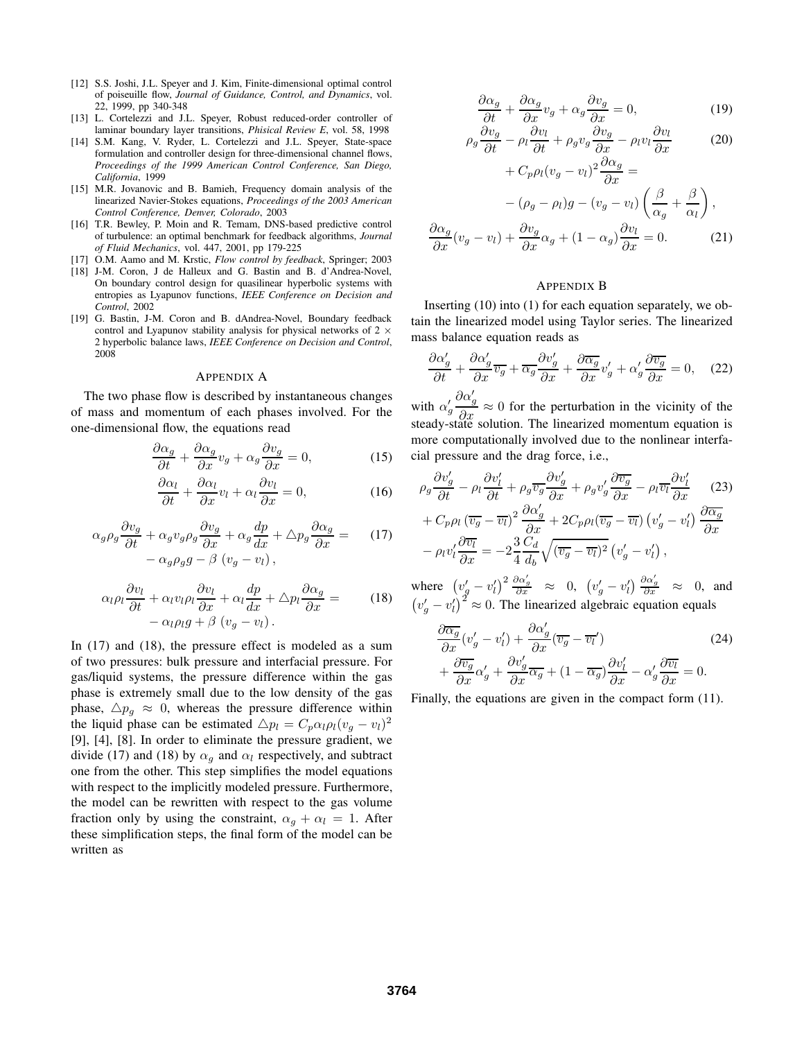[12] S.S. Joshi, J.L. Speyer and J. Kim, Finite-dimensional optimal control of poiseuille flow, *Journal of Guidance, Control, and Dynamics*, vol. 22, 1999, pp 340-348

[13] L. Cortelezzi and J.L. Speyer, Robust reduced-order controller of laminar boundary layer transitions, *Phisical Review E*, vol. 58, 1998

[14] S.M. Kang, V. Ryder, L. Cortelezzi and J.L. Speyer, State-space formulation and controller design for three-dimensional channel flows, *Proceedings of the 1999 American Control Conference, San Diego, California*, 1999

[15] M.R. Jovanovic and B. Bamieh, Frequency domain analysis of the linearized Navier-Stokes equations, *Proceedings of the 2003 American Control Conference, Denver, Colorado*, 2003

[16] T.R. Bewley, P. Moin and R. Temam, DNS-based predictive control of turbulence: an optimal benchmark for feedback algorithms, *Journal of Fluid Mechanics*, vol. 447, 2001, pp 179-225

[17] O.M. Aamo and M. Krstic, *Flow control by feedback*, Springer; 2003

[18] J-M. Coron, J de Halleux and G. Bastin and B. d'Andrea-Novel, On boundary control design for quasilinear hyperbolic systems with entropies as Lyapunov functions, *IEEE Conference on Decision and Control*, 2002

[19] G. Bastin, J-M. Coron and B. dAndrea-Novel, Boundary feedback control and Lyapunov stability analysis for physical networks of 2 × 2 hyperbolic balance laws, *IEEE Conference on Decision and Control*, 2008

## Appendix A

The two phase flow is described by instantaneous changes of mass and momentum of each phases involved. For the one-dimensional flow, the equations read

$$\frac{\partial \alpha_g}{\partial t} + \frac{\partial \alpha_g}{\partial x} v_g + \alpha_g \frac{\partial v_g}{\partial x} = 0, \tag{15}$$

$$\frac{\partial \alpha_l}{\partial t} + \frac{\partial \alpha_l}{\partial x} v_l + \alpha_l \frac{\partial v_l}{\partial x} = 0, \tag{16}$$

$$\alpha_g \rho_g \frac{\partial v_g}{\partial t} + \alpha_g v_g \rho_g \frac{\partial v_g}{\partial x} + \alpha_g \frac{dp}{dx} + \triangle p_g \frac{\partial \alpha_g}{\partial x} = - \alpha_g \rho_g g - \beta \left(v_g - v_l\right), \tag{17}$$

$$\alpha_l \rho_l \frac{\partial v_l}{\partial t} + \alpha_l v_l \rho_l \frac{\partial v_l}{\partial x} + \alpha_l \frac{dp}{dx} + \triangle p_l \frac{\partial \alpha_g}{\partial x} = - \alpha_l \rho_l g + \beta \left(v_g - v_l\right). \tag{18}$$

In (17) and (18), the pressure effect is modeled as a sum of two pressures: bulk pressure and interfacial pressure. For gas/liquid systems, the pressure difference within the gas phase is extremely small due to the low density of the gas phase, $\triangle p_g \approx 0$, whereas the pressure difference within the liquid phase can be estimated $\triangle p_l = C_p \alpha_l \rho_l (v_g - v_l)^2$ [9], [4], [8]. In order to eliminate the pressure gradient, we divide (17) and (18) by $\alpha_g$ and $\alpha_l$ respectively, and subtract one from the other. This step simplifies the model equations with respect to the implicitly modeled pressure. Furthermore, the model can be rewritten with respect to the gas volume fraction only by using the constraint, $\alpha_g + \alpha_l = 1$. After these simplification steps, the final form of the model can be written as

$$\frac{\partial \alpha_g}{\partial t} + \frac{\partial \alpha_g}{\partial x} v_g + \alpha_g \frac{\partial v_g}{\partial x} = 0, \tag{19}$$

$$\begin{aligned} \rho_g \frac{\partial v_g}{\partial t} - \rho_l \frac{\partial v_l}{\partial t} + \rho_g v_g \frac{\partial v_g}{\partial x} - \rho_l v_l \frac{\partial v_l}{\partial x} & \\ + C_p \rho_l (v_g - v_l)^2 \frac{\partial \alpha_g}{\partial x} = & \\ - (\rho_g - \rho_l) g - (v_g - v_l) \left( \frac{\beta}{\alpha_g} + \frac{\beta}{\alpha_l} \right), & \end{aligned} \tag{20}$$

$$\frac{\partial \alpha_g}{\partial x}(v_g - v_l) + \frac{\partial v_g}{\partial x} \alpha_g + (1 - \alpha_g) \frac{\partial v_l}{\partial x} = 0. \tag{21}$$

## Appendix B

Inserting (10) into (1) for each equation separately, we obtain the linearized model using Taylor series. The linearized mass balance equation reads as

$$\frac{\partial \alpha_g'}{\partial t} + \frac{\partial \alpha_g'}{\partial x} \overline{v_g} + \overline{\alpha_g} \frac{\partial v_g'}{\partial x} + \frac{\partial \overline{\alpha_g}}{\partial x} v_g' + \alpha_g' \frac{\partial \overline{v_g}}{\partial x} = 0, \tag{22}$$

with $\alpha_g' \dfrac{\partial \alpha_g'}{\partial x} \approx 0$ for the perturbation in the vicinity of the steady-state solution. The linearized momentum equation is more computationally involved due to the nonlinear interfacial pressure and the drag force, i.e.,

$$\begin{aligned} & \rho_g \frac{\partial v_g'}{\partial t} - \rho_l \frac{\partial v_l'}{\partial t} + \rho_g \overline{v_g} \frac{\partial v_g'}{\partial x} + \rho_g v_g' \frac{\partial \overline{v_g}}{\partial x} - \rho_l \overline{v_l} \frac{\partial v_l'}{\partial x} \\ & + C_p \rho_l \left(\overline{v_g} - \overline{v_l}\right)^2 \frac{\partial \alpha_g'}{\partial x} + 2 C_p \rho_l (\overline{v_g} - \overline{v_l}) \left(v_g' - v_l'\right) \frac{\partial \overline{\alpha_g}}{\partial x} \\ & - \rho_l v_l' \frac{\partial \overline{v_l}}{\partial x} = -2 \frac{3}{4} \frac{C_d}{d_b} \sqrt{(\overline{v_g} - \overline{v_l})^2} \left(v_g' - v_l'\right), \end{aligned} \tag{23}$$

where $\left(v_g' - v_l'\right)^2 \frac{\partial \alpha_g'}{\partial x} \approx 0$, $\left(v_g' - v_l'\right) \frac{\partial \alpha_g'}{\partial x} \approx 0$, and $\left(v_g' - v_l'\right)^2 \approx 0$. The linearized algebraic equation equals

$$\begin{aligned} & \frac{\partial \overline{\alpha_g}}{\partial x}(v_g' - v_l') + \frac{\partial \alpha_g'}{\partial x}(\overline{v_g} - \overline{v_l}') \\ & + \frac{\partial \overline{v_g}}{\partial x} \alpha_g' + \frac{\partial v_g'}{\partial x} \overline{\alpha_g} + (1 - \overline{\alpha_g}) \frac{\partial v_l'}{\partial x} - \alpha_g' \frac{\partial \overline{v_l}}{\partial x} = 0. \end{aligned} \tag{24}$$

Finally, the equations are given in the compact form (11).